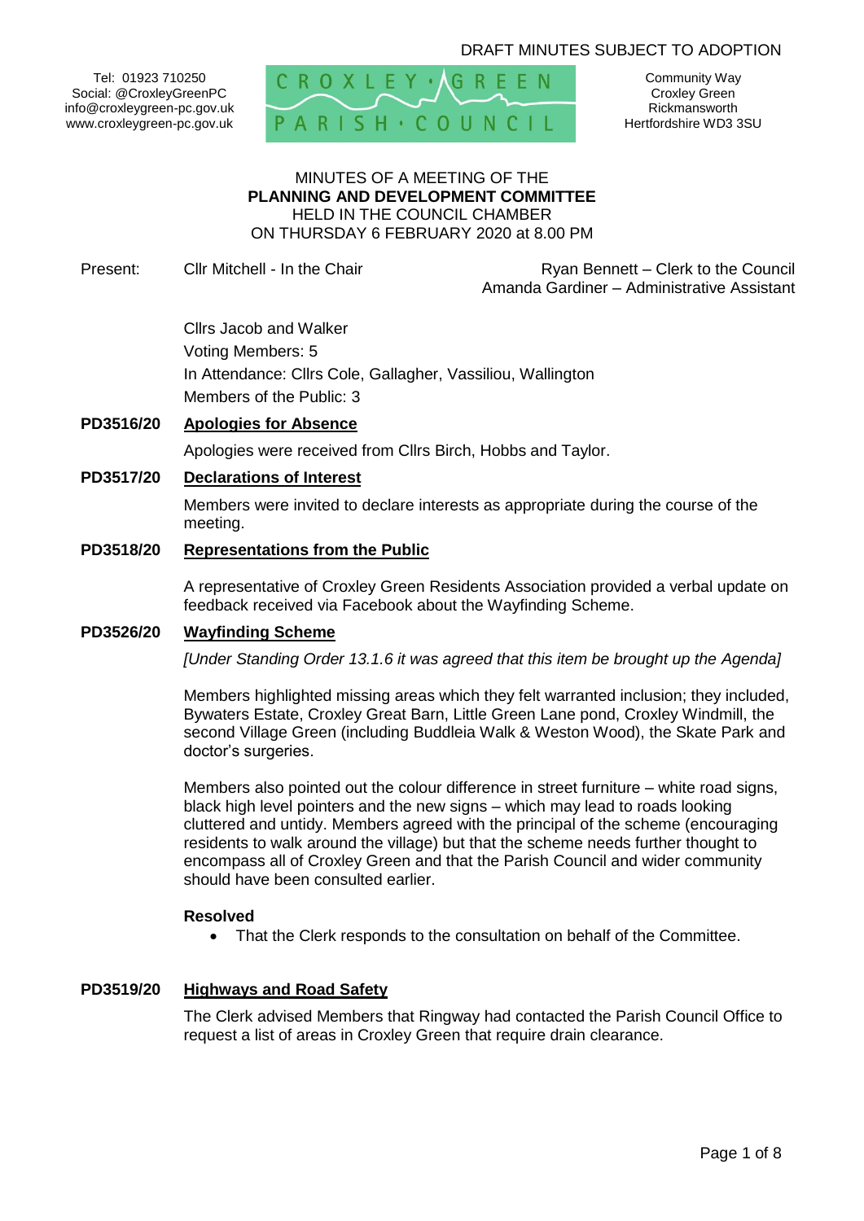DRAFT MINUTES SUBJECT TO ADOPTION

Tel: 01923 710250
Social: @CroxleyGreenPC
info@croxleygreen-pc.gov.uk
www.croxleygreen-pc.gov.uk

CROXLEY · GREEN PARISH · COUNCIL

Community Way
Croxley Green
Rickmansworth
Hertfordshire WD3 3SU

MINUTES OF A MEETING OF THE
**PLANNING AND DEVELOPMENT COMMITTEE**
HELD IN THE COUNCIL CHAMBER
ON THURSDAY 6 FEBRUARY 2020 at 8.00 PM

Present: Cllr Mitchell - In the Chair

Ryan Bennett – Clerk to the Council
Amanda Gardiner – Administrative Assistant

Cllrs Jacob and Walker
Voting Members: 5
In Attendance: Cllrs Cole, Gallagher, Vassiliou, Wallington
Members of the Public: 3

**PD3516/20 Apologies for Absence**

Apologies were received from Cllrs Birch, Hobbs and Taylor.

**PD3517/20 Declarations of Interest**

Members were invited to declare interests as appropriate during the course of the meeting.

**PD3518/20 Representations from the Public**

A representative of Croxley Green Residents Association provided a verbal update on feedback received via Facebook about the Wayfinding Scheme.

**PD3526/20 Wayfinding Scheme**

*[Under Standing Order 13.1.6 it was agreed that this item be brought up the Agenda]*

Members highlighted missing areas which they felt warranted inclusion; they included, Bywaters Estate, Croxley Great Barn, Little Green Lane pond, Croxley Windmill, the second Village Green (including Buddleia Walk & Weston Wood), the Skate Park and doctor's surgeries.

Members also pointed out the colour difference in street furniture – white road signs, black high level pointers and the new signs – which may lead to roads looking cluttered and untidy. Members agreed with the principal of the scheme (encouraging residents to walk around the village) but that the scheme needs further thought to encompass all of Croxley Green and that the Parish Council and wider community should have been consulted earlier.

**Resolved**

- That the Clerk responds to the consultation on behalf of the Committee.

**PD3519/20 Highways and Road Safety**

The Clerk advised Members that Ringway had contacted the Parish Council Office to request a list of areas in Croxley Green that require drain clearance.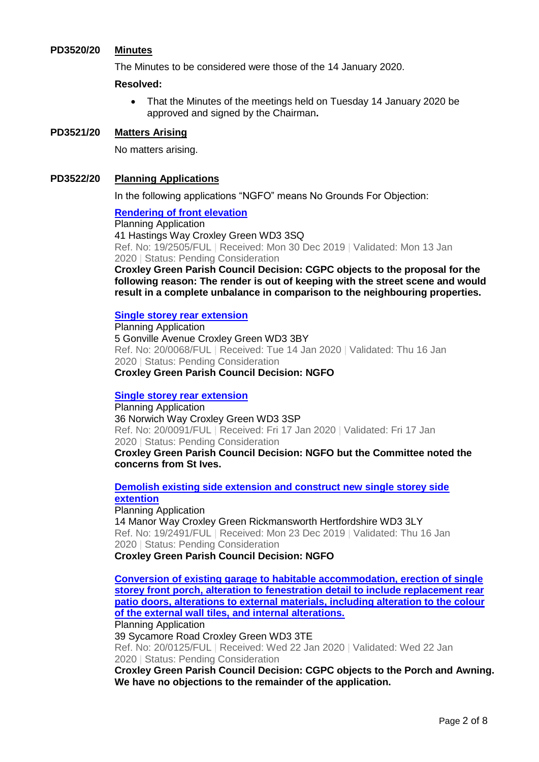**PD3520/20 Minutes**

The Minutes to be considered were those of the 14 January 2020.

**Resolved:**

- That the Minutes of the meetings held on Tuesday 14 January 2020 be approved and signed by the Chairman**.**

**PD3521/20 Matters Arising**

No matters arising.

**PD3522/20 Planning Applications**

In the following applications "NGFO" means No Grounds For Objection:

**Rendering of front elevation**
Planning Application
41 Hastings Way Croxley Green WD3 3SQ
Ref. No: 19/2505/FUL | Received: Mon 30 Dec 2019 | Validated: Mon 13 Jan 2020 | Status: Pending Consideration
**Croxley Green Parish Council Decision: CGPC objects to the proposal for the following reason: The render is out of keeping with the street scene and would result in a complete unbalance in comparison to the neighbouring properties.**

**Single storey rear extension**
Planning Application
5 Gonville Avenue Croxley Green WD3 3BY
Ref. No: 20/0068/FUL | Received: Tue 14 Jan 2020 | Validated: Thu 16 Jan 2020 | Status: Pending Consideration
**Croxley Green Parish Council Decision: NGFO**

**Single storey rear extension**
Planning Application
36 Norwich Way Croxley Green WD3 3SP
Ref. No: 20/0091/FUL | Received: Fri 17 Jan 2020 | Validated: Fri 17 Jan 2020 | Status: Pending Consideration
**Croxley Green Parish Council Decision: NGFO but the Committee noted the concerns from St Ives.**

**Demolish existing side extension and construct new single storey side extention**
Planning Application
14 Manor Way Croxley Green Rickmansworth Hertfordshire WD3 3LY
Ref. No: 19/2491/FUL | Received: Mon 23 Dec 2019 | Validated: Thu 16 Jan 2020 | Status: Pending Consideration
**Croxley Green Parish Council Decision: NGFO**

**Conversion of existing garage to habitable accommodation, erection of single storey front porch, alteration to fenestration detail to include replacement rear patio doors, alterations to external materials, including alteration to the colour of the external wall tiles, and internal alterations.**
Planning Application
39 Sycamore Road Croxley Green WD3 3TE
Ref. No: 20/0125/FUL | Received: Wed 22 Jan 2020 | Validated: Wed 22 Jan 2020 | Status: Pending Consideration
**Croxley Green Parish Council Decision: CGPC objects to the Porch and Awning. We have no objections to the remainder of the application.**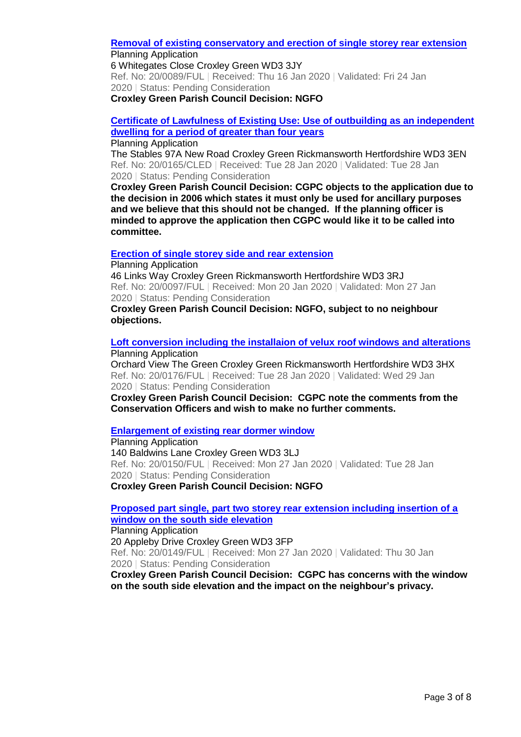**[Removal of existing conservatory and erection of single storey rear extension]**

Planning Application

6 Whitegates Close Croxley Green WD3 3JY

Ref. No: 20/0089/FUL | Received: Thu 16 Jan 2020 | Validated: Fri 24 Jan 2020 | Status: Pending Consideration

**Croxley Green Parish Council Decision: NGFO**

**[Certificate of Lawfulness of Existing Use: Use of outbuilding as an independent dwelling for a period of greater than four years]**

Planning Application

The Stables 97A New Road Croxley Green Rickmansworth Hertfordshire WD3 3EN

Ref. No: 20/0165/CLED | Received: Tue 28 Jan 2020 | Validated: Tue 28 Jan 2020 | Status: Pending Consideration

**Croxley Green Parish Council Decision: CGPC objects to the application due to the decision in 2006 which states it must only be used for ancillary purposes and we believe that this should not be changed. If the planning officer is minded to approve the application then CGPC would like it to be called into committee.**

**[Erection of single storey side and rear extension]**

Planning Application

46 Links Way Croxley Green Rickmansworth Hertfordshire WD3 3RJ

Ref. No: 20/0097/FUL | Received: Mon 20 Jan 2020 | Validated: Mon 27 Jan 2020 | Status: Pending Consideration

**Croxley Green Parish Council Decision: NGFO, subject to no neighbour objections.**

**[Loft conversion including the installaion of velux roof windows and alterations]**

Planning Application

Orchard View The Green Croxley Green Rickmansworth Hertfordshire WD3 3HX

Ref. No: 20/0176/FUL | Received: Tue 28 Jan 2020 | Validated: Wed 29 Jan 2020 | Status: Pending Consideration

**Croxley Green Parish Council Decision: CGPC note the comments from the Conservation Officers and wish to make no further comments.**

**[Enlargement of existing rear dormer window]**

Planning Application

140 Baldwins Lane Croxley Green WD3 3LJ

Ref. No: 20/0150/FUL | Received: Mon 27 Jan 2020 | Validated: Tue 28 Jan 2020 | Status: Pending Consideration

**Croxley Green Parish Council Decision: NGFO**

**[Proposed part single, part two storey rear extension including insertion of a window on the south side elevation]**

Planning Application

20 Appleby Drive Croxley Green WD3 3FP

Ref. No: 20/0149/FUL | Received: Mon 27 Jan 2020 | Validated: Thu 30 Jan 2020 | Status: Pending Consideration

**Croxley Green Parish Council Decision: CGPC has concerns with the window on the south side elevation and the impact on the neighbour's privacy.**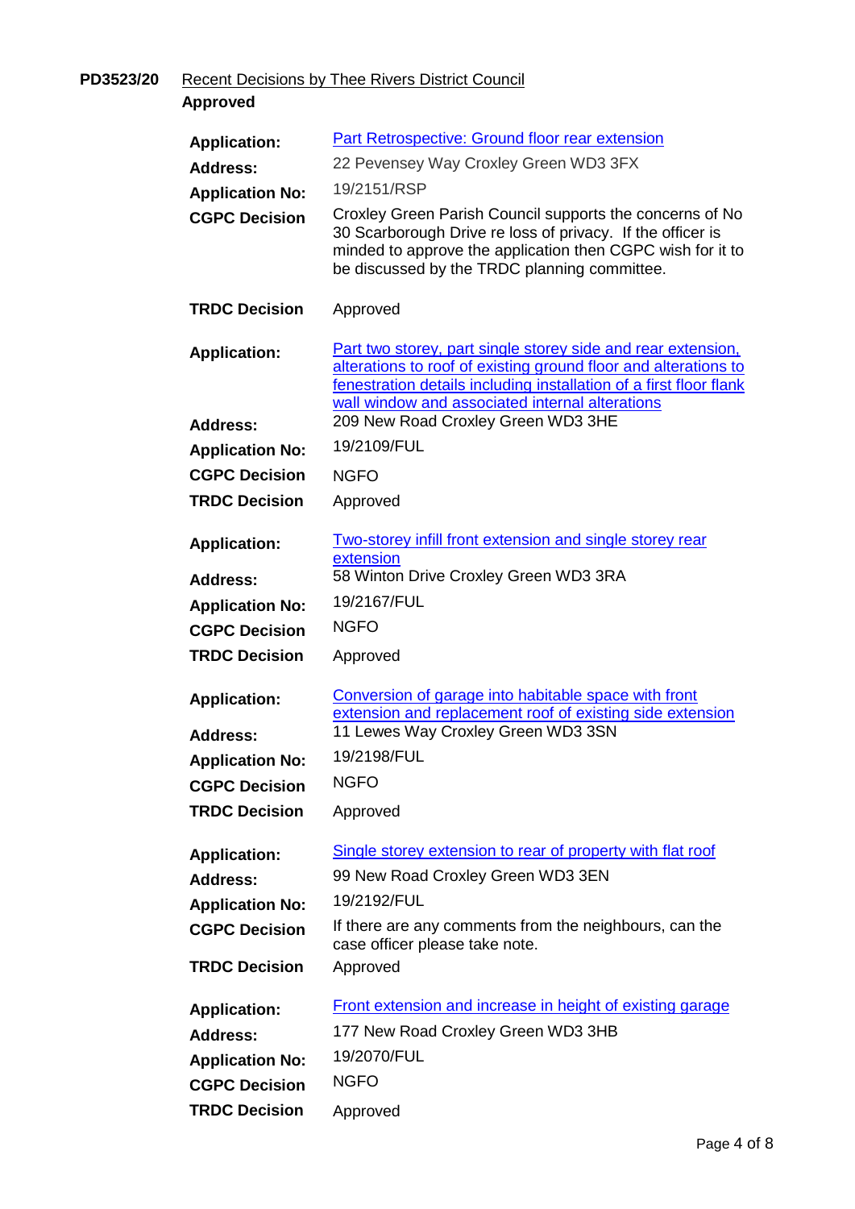**PD3523/20** Recent Decisions by Thee Rivers District Council

**Approved**

| | |
|---|---|
| **Application:** | Part Retrospective: Ground floor rear extension |
| **Address:** | 22 Pevensey Way Croxley Green WD3 3FX |
| **Application No:** | 19/2151/RSP |
| **CGPC Decision** | Croxley Green Parish Council supports the concerns of No 30 Scarborough Drive re loss of privacy. If the officer is minded to approve the application then CGPC wish for it to be discussed by the TRDC planning committee. |
| **TRDC Decision** | Approved |

| | |
|---|---|
| **Application:** | Part two storey, part single storey side and rear extension, alterations to roof of existing ground floor and alterations to fenestration details including installation of a first floor flank wall window and associated internal alterations |
| **Address:** | 209 New Road Croxley Green WD3 3HE |
| **Application No:** | 19/2109/FUL |
| **CGPC Decision** | NGFO |
| **TRDC Decision** | Approved |

| | |
|---|---|
| **Application:** | Two-storey infill front extension and single storey rear extension |
| **Address:** | 58 Winton Drive Croxley Green WD3 3RA |
| **Application No:** | 19/2167/FUL |
| **CGPC Decision** | NGFO |
| **TRDC Decision** | Approved |

| | |
|---|---|
| **Application:** | Conversion of garage into habitable space with front extension and replacement roof of existing side extension |
| **Address:** | 11 Lewes Way Croxley Green WD3 3SN |
| **Application No:** | 19/2198/FUL |
| **CGPC Decision** | NGFO |
| **TRDC Decision** | Approved |

| | |
|---|---|
| **Application:** | Single storey extension to rear of property with flat roof |
| **Address:** | 99 New Road Croxley Green WD3 3EN |
| **Application No:** | 19/2192/FUL |
| **CGPC Decision** | If there are any comments from the neighbours, can the case officer please take note. |
| **TRDC Decision** | Approved |

| | |
|---|---|
| **Application:** | Front extension and increase in height of existing garage |
| **Address:** | 177 New Road Croxley Green WD3 3HB |
| **Application No:** | 19/2070/FUL |
| **CGPC Decision** | NGFO |
| **TRDC Decision** | Approved |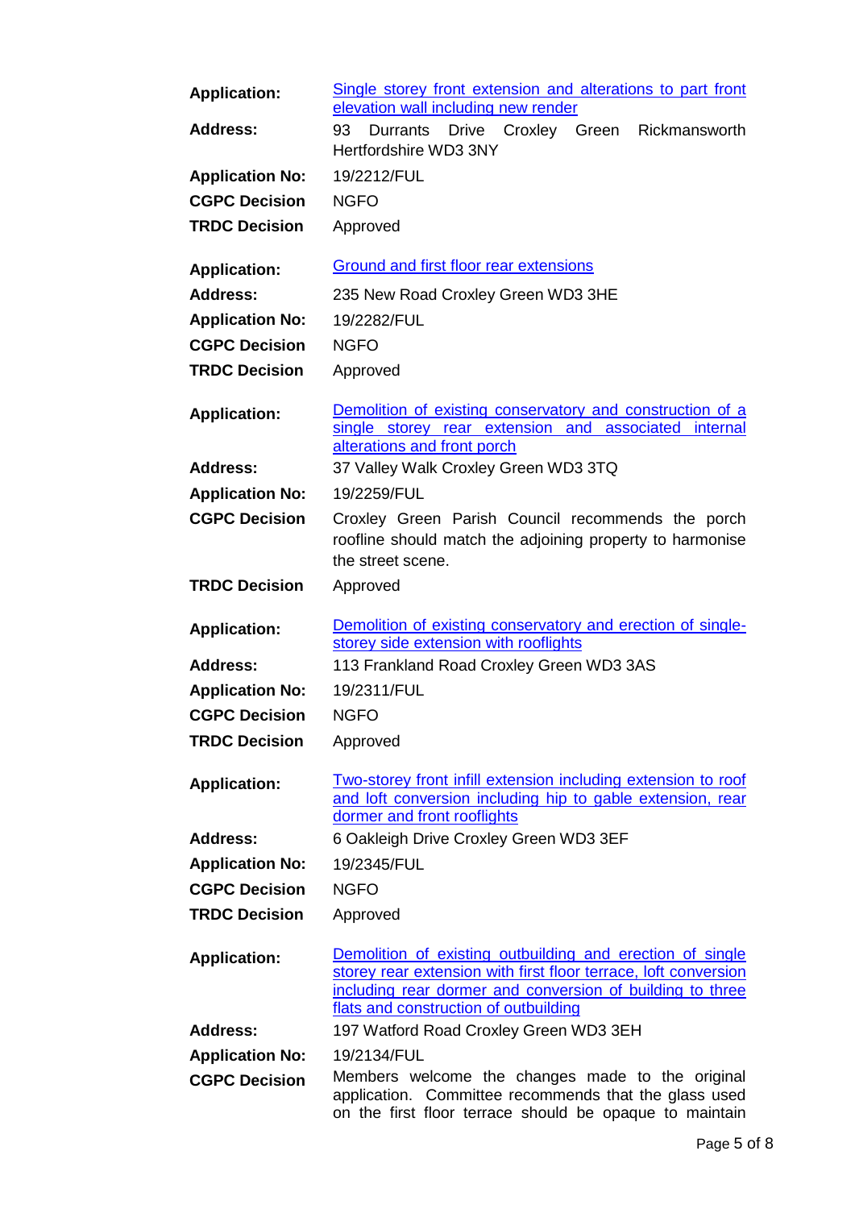| | |
|---|---|
| **Application:** | Single storey front extension and alterations to part front elevation wall including new render |
| **Address:** | 93 Durrants Drive Croxley Green Rickmansworth Hertfordshire WD3 3NY |
| **Application No:** | 19/2212/FUL |
| **CGPC Decision** | NGFO |
| **TRDC Decision** | Approved |

| | |
|---|---|
| **Application:** | Ground and first floor rear extensions |
| **Address:** | 235 New Road Croxley Green WD3 3HE |
| **Application No:** | 19/2282/FUL |
| **CGPC Decision** | NGFO |
| **TRDC Decision** | Approved |

| | |
|---|---|
| **Application:** | Demolition of existing conservatory and construction of a single storey rear extension and associated internal alterations and front porch |
| **Address:** | 37 Valley Walk Croxley Green WD3 3TQ |
| **Application No:** | 19/2259/FUL |
| **CGPC Decision** | Croxley Green Parish Council recommends the porch roofline should match the adjoining property to harmonise the street scene. |
| **TRDC Decision** | Approved |

| | |
|---|---|
| **Application:** | Demolition of existing conservatory and erection of single-storey side extension with rooflights |
| **Address:** | 113 Frankland Road Croxley Green WD3 3AS |
| **Application No:** | 19/2311/FUL |
| **CGPC Decision** | NGFO |
| **TRDC Decision** | Approved |

| | |
|---|---|
| **Application:** | Two-storey front infill extension including extension to roof and loft conversion including hip to gable extension, rear dormer and front rooflights |
| **Address:** | 6 Oakleigh Drive Croxley Green WD3 3EF |
| **Application No:** | 19/2345/FUL |
| **CGPC Decision** | NGFO |
| **TRDC Decision** | Approved |

| | |
|---|---|
| **Application:** | Demolition of existing outbuilding and erection of single storey rear extension with first floor terrace, loft conversion including rear dormer and conversion of building to three flats and construction of outbuilding |
| **Address:** | 197 Watford Road Croxley Green WD3 3EH |
| **Application No:** | 19/2134/FUL |
| **CGPC Decision** | Members welcome the changes made to the original application. Committee recommends that the glass used on the first floor terrace should be opaque to maintain |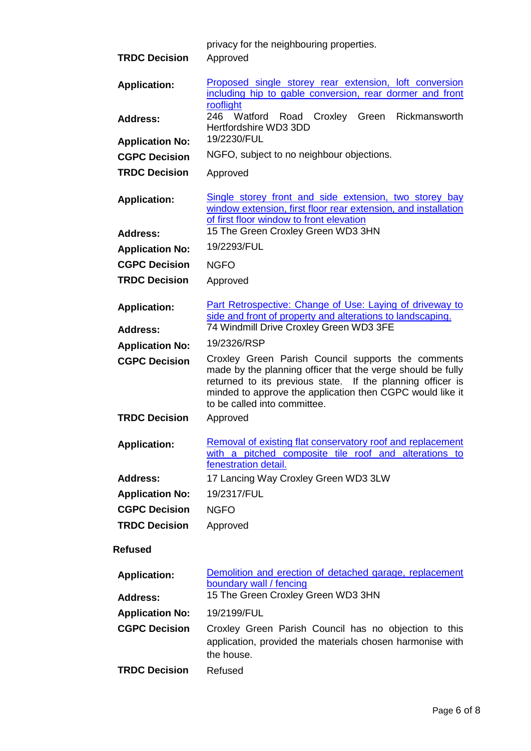privacy for the neighbouring properties.

**TRDC Decision** Approved

| | |
|---|---|
| **Application:** | Proposed single storey rear extension, loft conversion including hip to gable conversion, rear dormer and front rooflight |
| **Address:** | 246 Watford Road Croxley Green Rickmansworth Hertfordshire WD3 3DD |
| **Application No:** | 19/2230/FUL |
| **CGPC Decision** | NGFO, subject to no neighbour objections. |
| **TRDC Decision** | Approved |

| | |
|---|---|
| **Application:** | Single storey front and side extension, two storey bay window extension, first floor rear extension, and installation of first floor window to front elevation |
| **Address:** | 15 The Green Croxley Green WD3 3HN |
| **Application No:** | 19/2293/FUL |
| **CGPC Decision** | NGFO |
| **TRDC Decision** | Approved |

| | |
|---|---|
| **Application:** | Part Retrospective: Change of Use: Laying of driveway to side and front of property and alterations to landscaping. |
| **Address:** | 74 Windmill Drive Croxley Green WD3 3FE |
| **Application No:** | 19/2326/RSP |
| **CGPC Decision** | Croxley Green Parish Council supports the comments made by the planning officer that the verge should be fully returned to its previous state. If the planning officer is minded to approve the application then CGPC would like it to be called into committee. |
| **TRDC Decision** | Approved |

| | |
|---|---|
| **Application:** | Removal of existing flat conservatory roof and replacement with a pitched composite tile roof and alterations to fenestration detail. |
| **Address:** | 17 Lancing Way Croxley Green WD3 3LW |
| **Application No:** | 19/2317/FUL |
| **CGPC Decision** | NGFO |
| **TRDC Decision** | Approved |

**Refused**

| | |
|---|---|
| **Application:** | Demolition and erection of detached garage, replacement boundary wall / fencing |
| **Address:** | 15 The Green Croxley Green WD3 3HN |
| **Application No:** | 19/2199/FUL |
| **CGPC Decision** | Croxley Green Parish Council has no objection to this application, provided the materials chosen harmonise with the house. |
| **TRDC Decision** | Refused |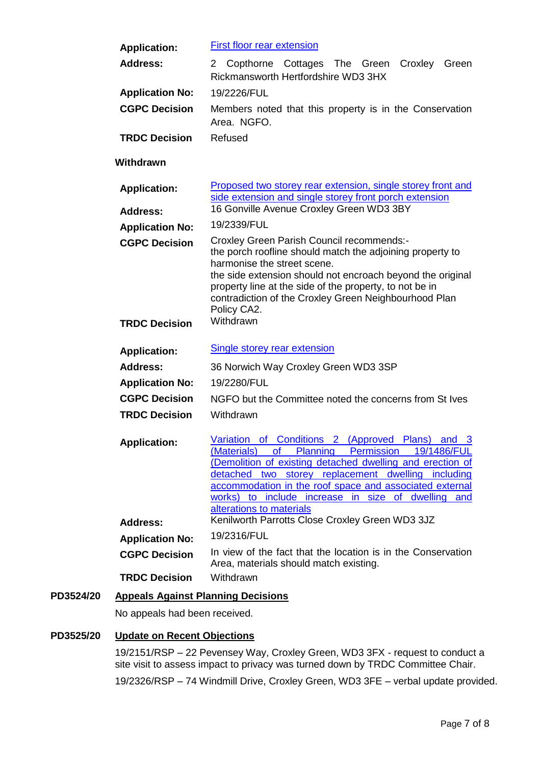| | |
|---|---|
| **Application:** | First floor rear extension |
| **Address:** | 2 Copthorne Cottages The Green Croxley Green Rickmansworth Hertfordshire WD3 3HX |
| **Application No:** | 19/2226/FUL |
| **CGPC Decision** | Members noted that this property is in the Conservation Area. NGFO. |
| **TRDC Decision** | Refused |

**Withdrawn**

| | |
|---|---|
| **Application:** | Proposed two storey rear extension, single storey front and side extension and single storey front porch extension |
| **Address:** | 16 Gonville Avenue Croxley Green WD3 3BY |
| **Application No:** | 19/2339/FUL |
| **CGPC Decision** | Croxley Green Parish Council recommends:- the porch roofline should match the adjoining property to harmonise the street scene. the side extension should not encroach beyond the original property line at the side of the property, to not be in contradiction of the Croxley Green Neighbourhood Plan Policy CA2. |
| **TRDC Decision** | Withdrawn |

| | |
|---|---|
| **Application:** | Single storey rear extension |
| **Address:** | 36 Norwich Way Croxley Green WD3 3SP |
| **Application No:** | 19/2280/FUL |
| **CGPC Decision** | NGFO but the Committee noted the concerns from St Ives |
| **TRDC Decision** | Withdrawn |

| | |
|---|---|
| **Application:** | Variation of Conditions 2 (Approved Plans) and 3 (Materials) of Planning Permission 19/1486/FUL (Demolition of existing detached dwelling and erection of detached two storey replacement dwelling including accommodation in the roof space and associated external works) to include increase in size of dwelling and alterations to materials |
| **Address:** | Kenilworth Parrotts Close Croxley Green WD3 3JZ |
| **Application No:** | 19/2316/FUL |
| **CGPC Decision** | In view of the fact that the location is in the Conservation Area, materials should match existing. |
| **TRDC Decision** | Withdrawn |

## PD3524/20 Appeals Against Planning Decisions

No appeals had been received.

## PD3525/20 Update on Recent Objections

19/2151/RSP – 22 Pevensey Way, Croxley Green, WD3 3FX - request to conduct a site visit to assess impact to privacy was turned down by TRDC Committee Chair.

19/2326/RSP – 74 Windmill Drive, Croxley Green, WD3 3FE – verbal update provided.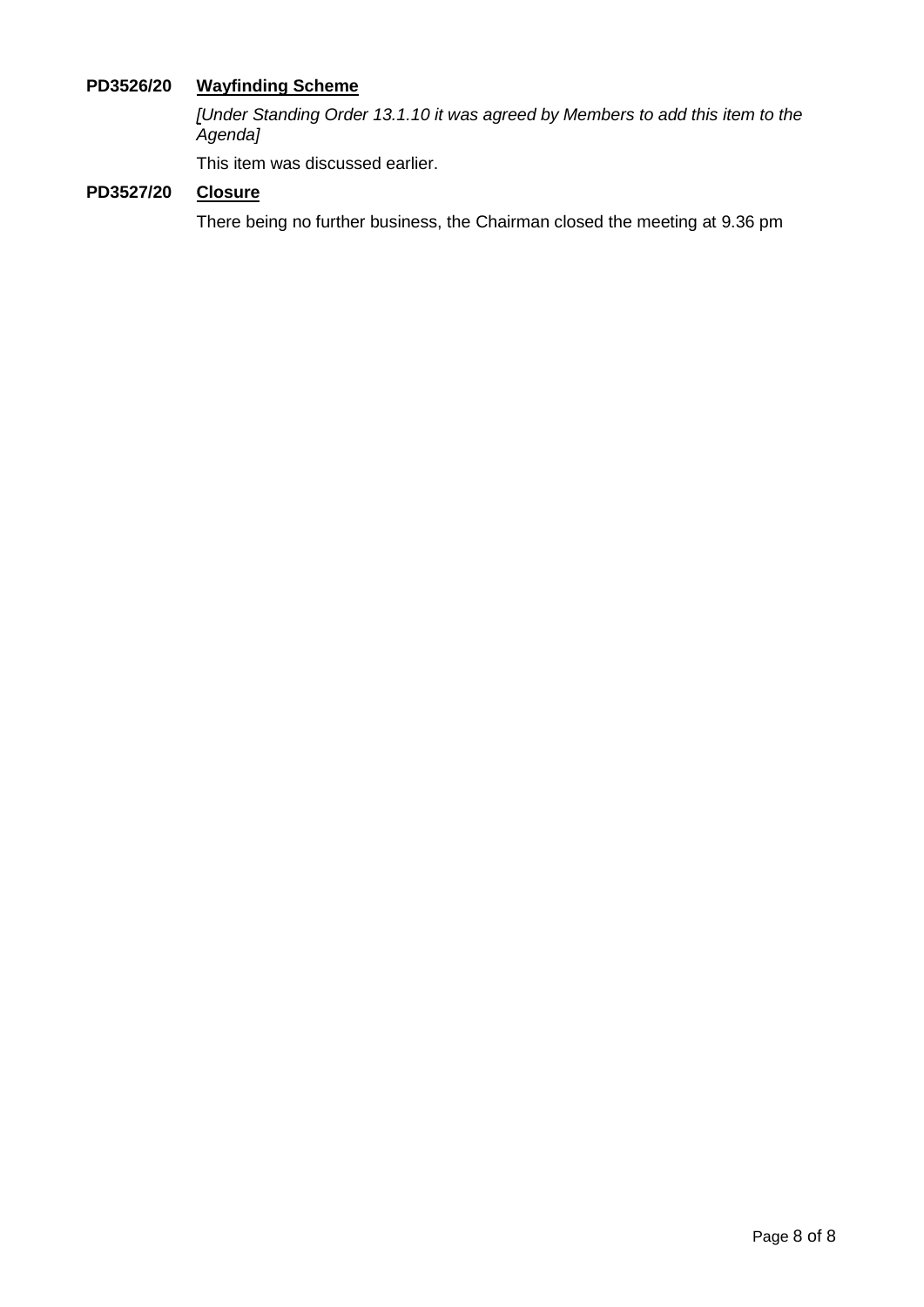**PD3526/20 Wayfinding Scheme**

*[Under Standing Order 13.1.10 it was agreed by Members to add this item to the Agenda]*

This item was discussed earlier.

**PD3527/20 Closure**

There being no further business, the Chairman closed the meeting at 9.36 pm